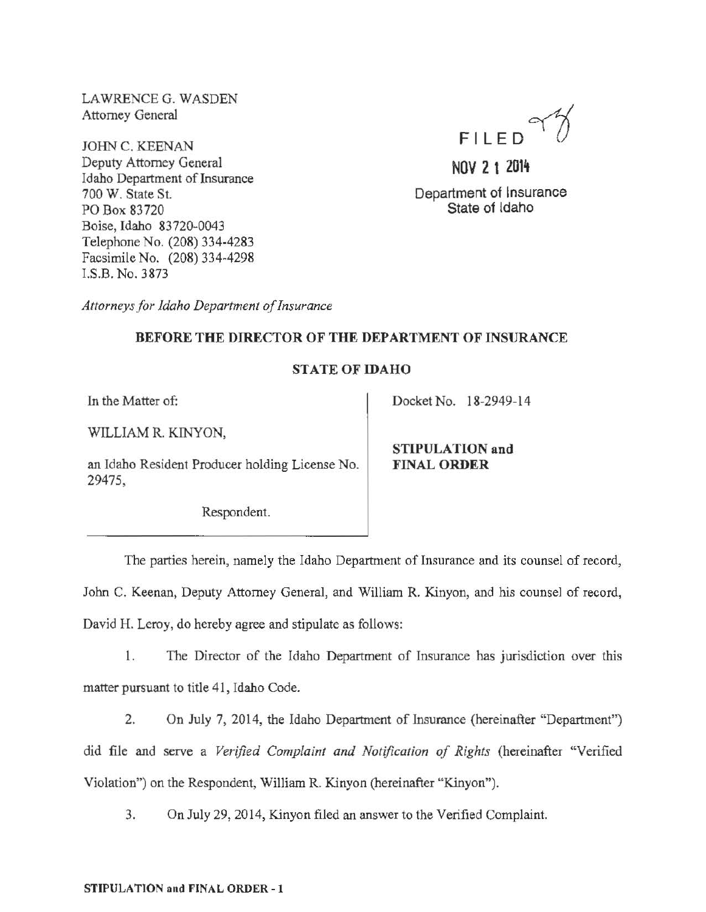LAWRENCE G. WASDEN
Attorney General

JOHN C. KEENAN
Deputy Attorney General
Idaho Department of Insurance
700 W. State St.
PO Box 83720
Boise, Idaho 83720-0043
Telephone No. (208) 334-4283
Facsimile No. (208) 334-4298
I.S.B. No. 3873

FILED

NOV 21 2014

Department of Insurance
State of Idaho

*Attorneys for Idaho Department of Insurance*

**BEFORE THE DIRECTOR OF THE DEPARTMENT OF INSURANCE**

**STATE OF IDAHO**

| In the Matter of:<br><br>WILLIAM R. KINYON,<br><br>an Idaho Resident Producer holding License No. 29475,<br><br>Respondent. | Docket No. 18-2949-14<br><br>**STIPULATION and FINAL ORDER** |
|---|---|

The parties herein, namely the Idaho Department of Insurance and its counsel of record, John C. Keenan, Deputy Attorney General, and William R. Kinyon, and his counsel of record, David H. Leroy, do hereby agree and stipulate as follows:

1. The Director of the Idaho Department of Insurance has jurisdiction over this matter pursuant to title 41, Idaho Code.

2. On July 7, 2014, the Idaho Department of Insurance (hereinafter "Department") did file and serve a *Verified Complaint and Notification of Rights* (hereinafter "Verified Violation") on the Respondent, William R. Kinyon (hereinafter "Kinyon").

3. On July 29, 2014, Kinyon filed an answer to the Verified Complaint.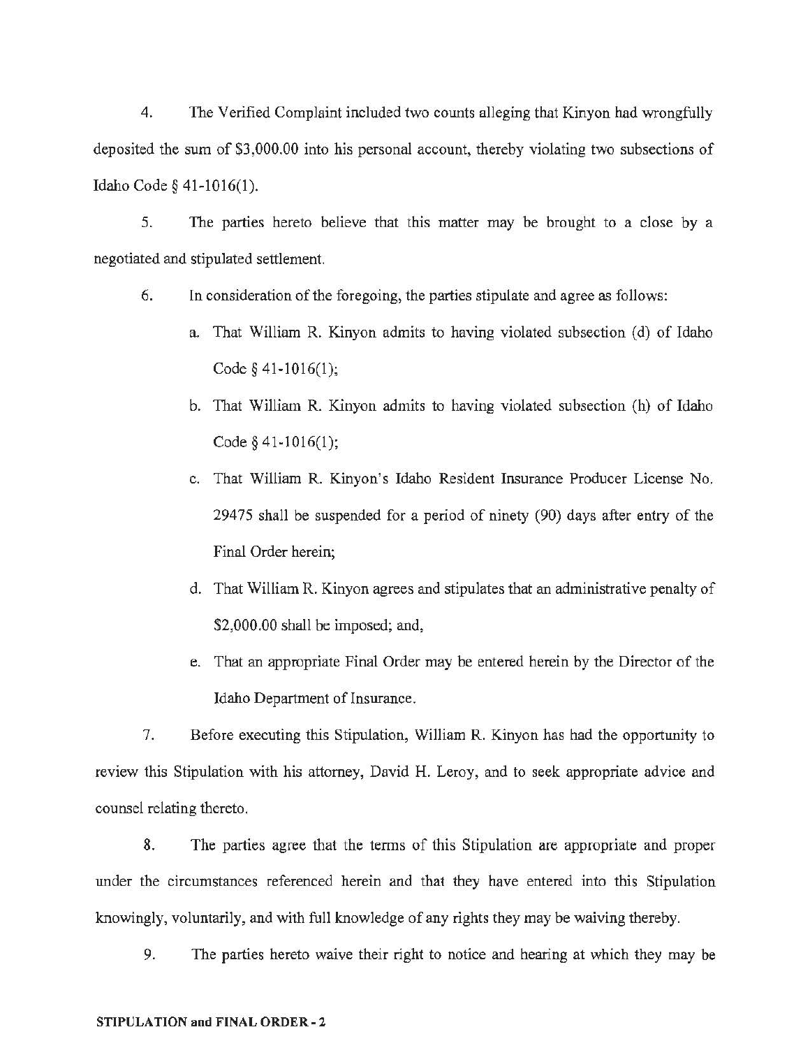4. The Verified Complaint included two counts alleging that Kinyon had wrongfully deposited the sum of $3,000.00 into his personal account, thereby violating two subsections of Idaho Code § 41-1016(1).

5. The parties hereto believe that this matter may be brought to a close by a negotiated and stipulated settlement.

6. In consideration of the foregoing, the parties stipulate and agree as follows:

   a. That William R. Kinyon admits to having violated subsection (d) of Idaho Code § 41-1016(1);

   b. That William R. Kinyon admits to having violated subsection (h) of Idaho Code § 41-1016(1);

   c. That William R. Kinyon's Idaho Resident Insurance Producer License No. 29475 shall be suspended for a period of ninety (90) days after entry of the Final Order herein;

   d. That William R. Kinyon agrees and stipulates that an administrative penalty of $2,000.00 shall be imposed; and,

   e. That an appropriate Final Order may be entered herein by the Director of the Idaho Department of Insurance.

7. Before executing this Stipulation, William R. Kinyon has had the opportunity to review this Stipulation with his attorney, David H. Leroy, and to seek appropriate advice and counsel relating thereto.

8. The parties agree that the terms of this Stipulation are appropriate and proper under the circumstances referenced herein and that they have entered into this Stipulation knowingly, voluntarily, and with full knowledge of any rights they may be waiving thereby.

9. The parties hereto waive their right to notice and hearing at which they may be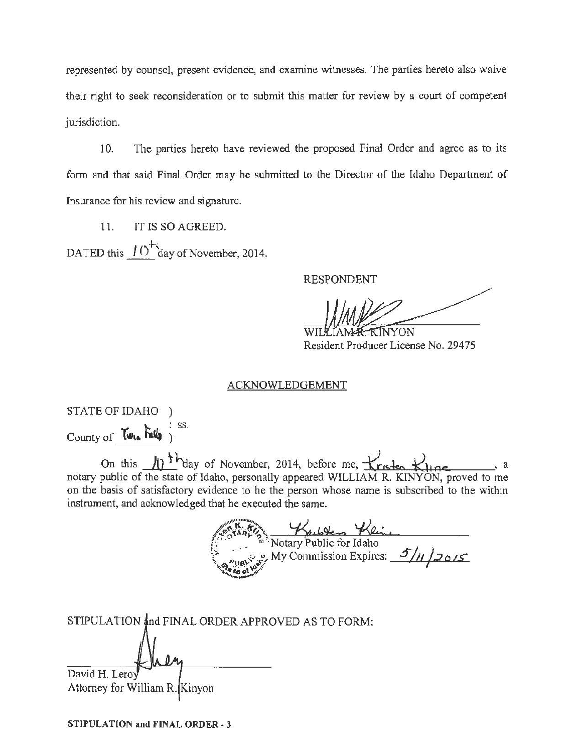represented by counsel, present evidence, and examine witnesses. The parties hereto also waive their right to seek reconsideration or to submit this matter for review by a court of competent jurisdiction.

10. The parties hereto have reviewed the proposed Final Order and agree as to its form and that said Final Order may be submitted to the Director of the Idaho Department of Insurance for his review and signature.

11. IT IS SO AGREED.

DATED this 10th day of November, 2014.

RESPONDENT

WILLIAM R. KINYON
Resident Producer License No. 29475

## ACKNOWLEDGEMENT

STATE OF IDAHO )
: ss.
County of Twin Falls )

On this 10th day of November, 2014, before me, Kristen Kline, a notary public of the state of Idaho, personally appeared WILLIAM R. KINYON, proved to me on the basis of satisfactory evidence to he the person whose name is subscribed to the within instrument, and acknowledged that he executed the same.

Kristen Kline
Notary Public for Idaho
My Commission Expires: 5/11/2015

STIPULATION and FINAL ORDER APPROVED AS TO FORM:

David H. Leroy
Attorney for William R. Kinyon

STIPULATION and FINAL ORDER - 3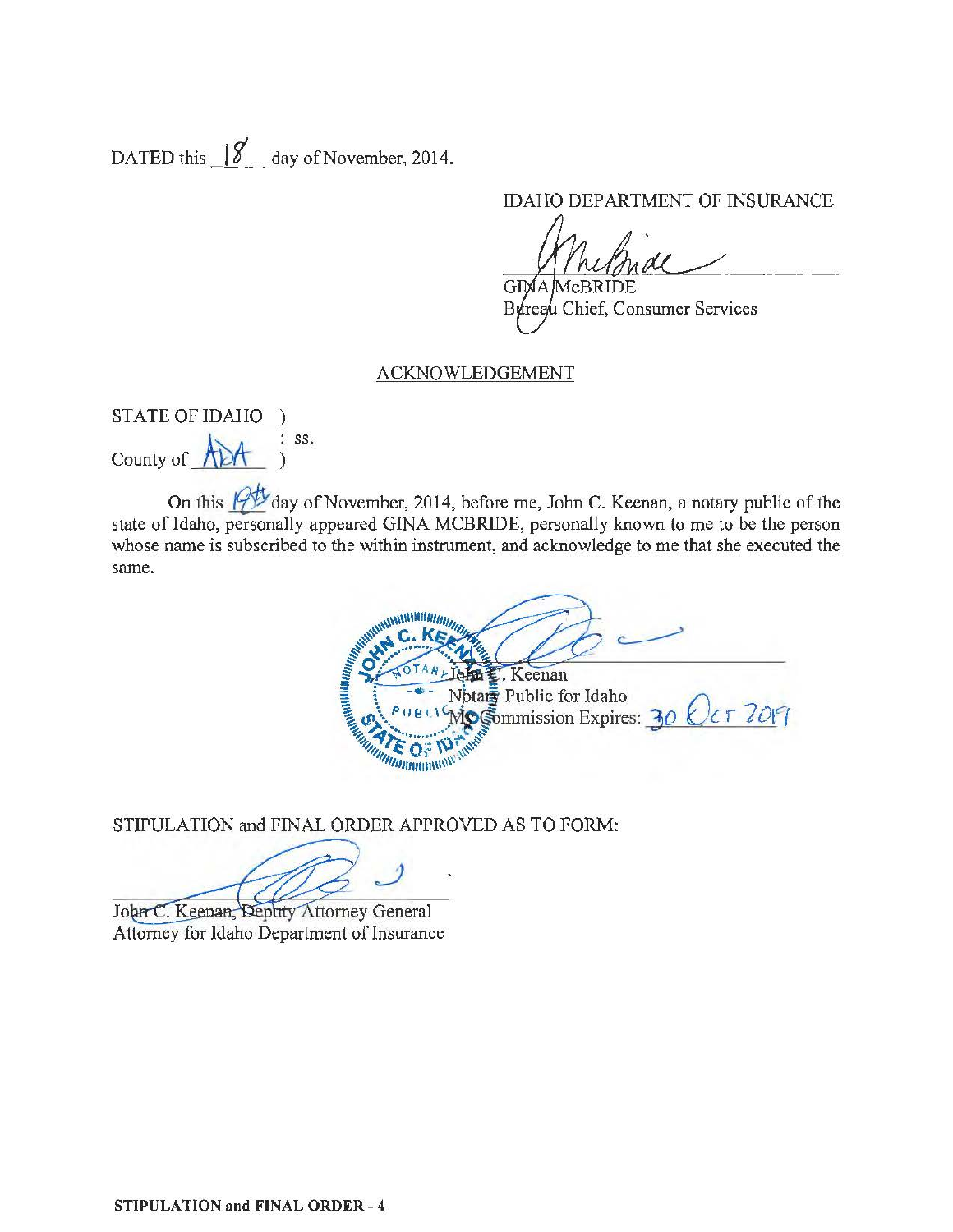DATED this 18 day of November, 2014.

IDAHO DEPARTMENT OF INSURANCE

GINA McBRIDE
Bureau Chief, Consumer Services

ACKNOWLEDGEMENT

STATE OF IDAHO )
: ss.
County of ADA )

On this 19th day of November, 2014, before me, John C. Keenan, a notary public of the state of Idaho, personally appeared GINA MCBRIDE, personally known to me to be the person whose name is subscribed to the within instrument, and acknowledge to me that she executed the same.

John C. Keenan
Notary Public for Idaho
My Commission Expires: 30 Oct 2019

STIPULATION and FINAL ORDER APPROVED AS TO FORM:

John C. Keenan, Deputy Attorney General
Attorney for Idaho Department of Insurance

**STIPULATION and FINAL ORDER - 4**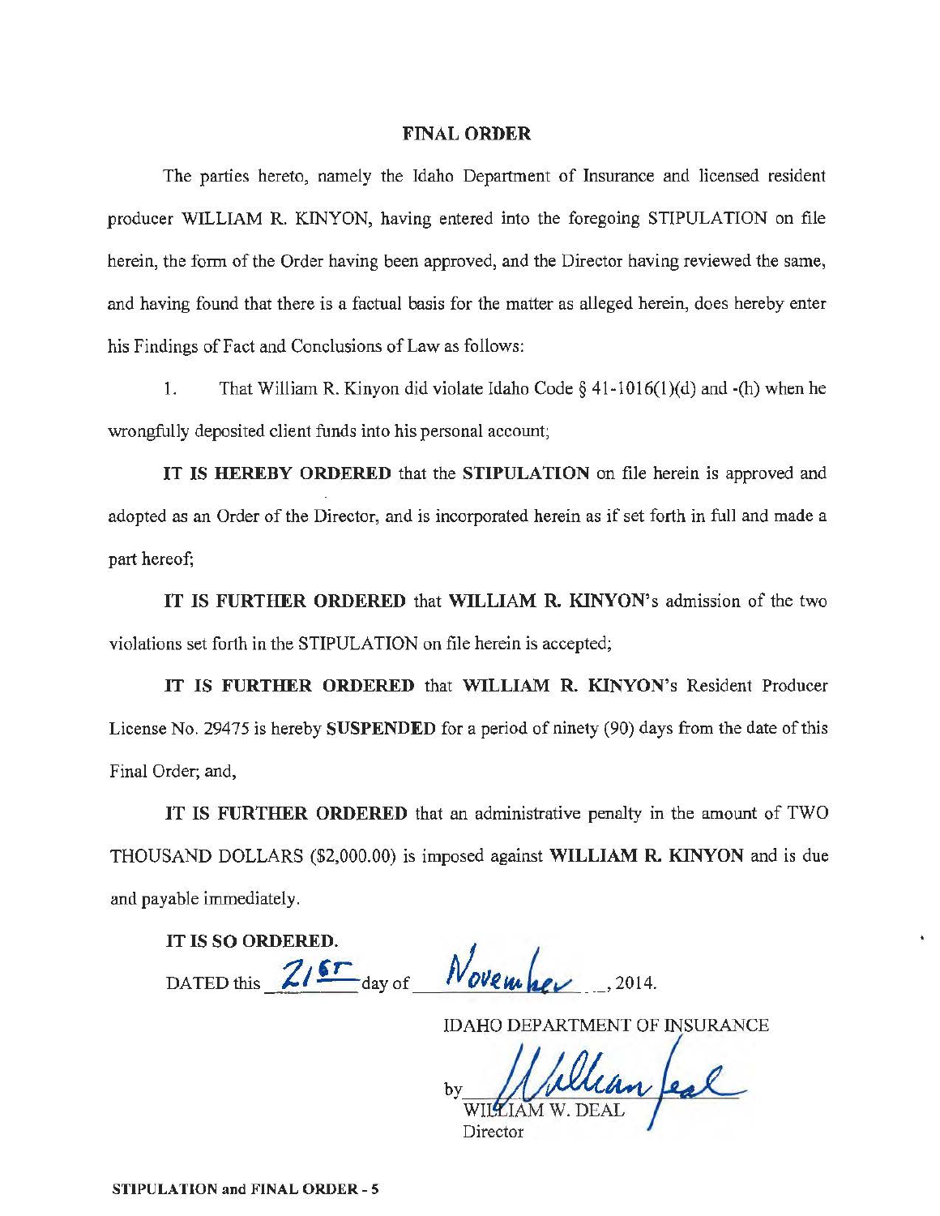## FINAL ORDER

The parties hereto, namely the Idaho Department of Insurance and licensed resident producer WILLIAM R. KINYON, having entered into the foregoing STIPULATION on file herein, the form of the Order having been approved, and the Director having reviewed the same, and having found that there is a factual basis for the matter as alleged herein, does hereby enter his Findings of Fact and Conclusions of Law as follows:

1. That William R. Kinyon did violate Idaho Code § 41-1016(1)(d) and -(h) when he wrongfully deposited client funds into his personal account;

**IT IS HEREBY ORDERED** that the **STIPULATION** on file herein is approved and adopted as an Order of the Director, and is incorporated herein as if set forth in full and made a part hereof;

**IT IS FURTHER ORDERED** that **WILLIAM R. KINYON**'s admission of the two violations set forth in the STIPULATION on file herein is accepted;

**IT IS FURTHER ORDERED** that **WILLIAM R. KINYON**'s Resident Producer License No. 29475 is hereby **SUSPENDED** for a period of ninety (90) days from the date of this Final Order; and,

**IT IS FURTHER ORDERED** that an administrative penalty in the amount of TWO THOUSAND DOLLARS ($2,000.00) is imposed against **WILLIAM R. KINYON** and is due and payable immediately.

**IT IS SO ORDERED.**

DATED this 21st day of November, 2014.

IDAHO DEPARTMENT OF INSURANCE

by William Deal
WILLIAM W. DEAL
Director

**STIPULATION and FINAL ORDER - 5**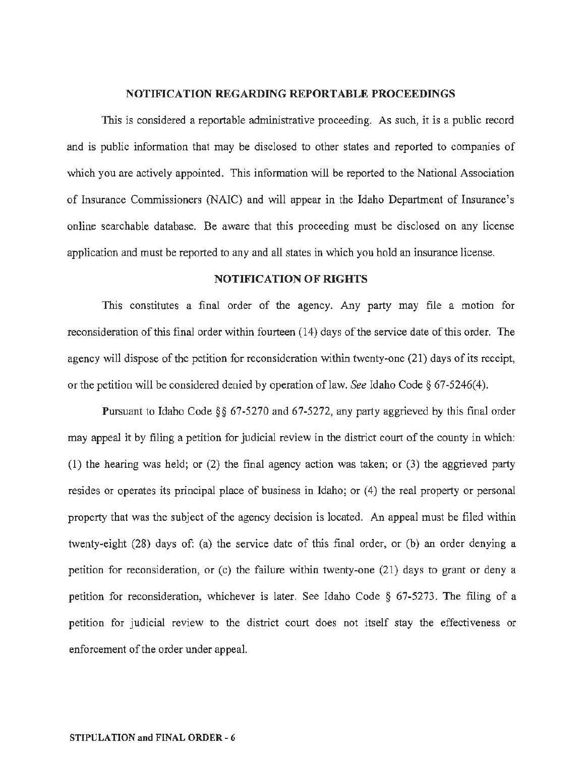## NOTIFICATION REGARDING REPORTABLE PROCEEDINGS

This is considered a reportable administrative proceeding. As such, it is a public record and is public information that may be disclosed to other states and reported to companies of which you are actively appointed. This information will be reported to the National Association of Insurance Commissioners (NAIC) and will appear in the Idaho Department of Insurance's online searchable database. Be aware that this proceeding must be disclosed on any license application and must be reported to any and all states in which you hold an insurance license.

## NOTIFICATION OF RIGHTS

This constitutes a final order of the agency. Any party may file a motion for reconsideration of this final order within fourteen (14) days of the service date of this order. The agency will dispose of the petition for reconsideration within twenty-one (21) days of its receipt, or the petition will be considered denied by operation of law. *See* Idaho Code § 67-5246(4).

Pursuant to Idaho Code §§ 67-5270 and 67-5272, any party aggrieved by this final order may appeal it by filing a petition for judicial review in the district court of the county in which: (1) the hearing was held; or (2) the final agency action was taken; or (3) the aggrieved party resides or operates its principal place of business in Idaho; or (4) the real property or personal property that was the subject of the agency decision is located. An appeal must be filed within twenty-eight (28) days of: (a) the service date of this final order, or (b) an order denying a petition for reconsideration, or (c) the failure within twenty-one (21) days to grant or deny a petition for reconsideration, whichever is later. See Idaho Code § 67-5273. The filing of a petition for judicial review to the district court does not itself stay the effectiveness or enforcement of the order under appeal.

**STIPULATION and FINAL ORDER - 6**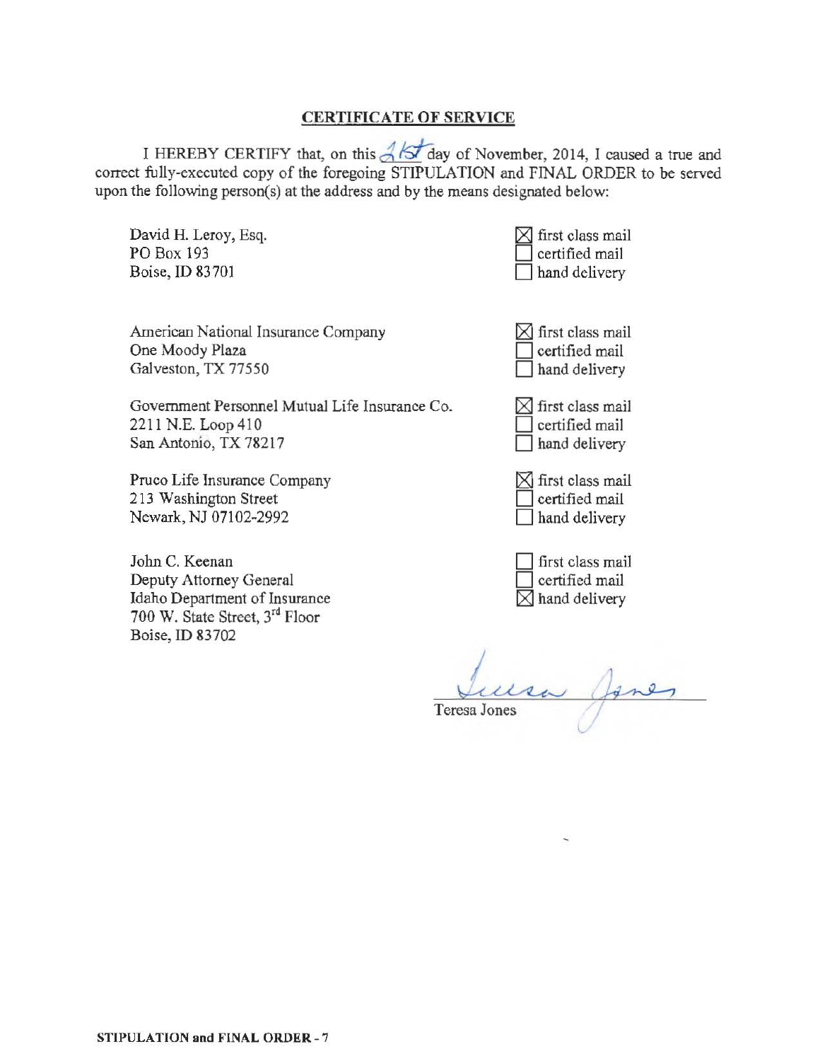## CERTIFICATE OF SERVICE

I HEREBY CERTIFY that, on this 21st day of November, 2014, I caused a true and correct fully-executed copy of the foregoing STIPULATION and FINAL ORDER to be served upon the following person(s) at the address and by the means designated below:

| | |
|---|---|
| David H. Leroy, Esq.<br>PO Box 193<br>Boise, ID 83701 | ☒ first class mail<br>☐ certified mail<br>☐ hand delivery |
| American National Insurance Company<br>One Moody Plaza<br>Galveston, TX 77550 | ☒ first class mail<br>☐ certified mail<br>☐ hand delivery |
| Government Personnel Mutual Life Insurance Co.<br>2211 N.E. Loop 410<br>San Antonio, TX 78217 | ☒ first class mail<br>☐ certified mail<br>☐ hand delivery |
| Pruco Life Insurance Company<br>213 Washington Street<br>Newark, NJ 07102-2992 | ☒ first class mail<br>☐ certified mail<br>☐ hand delivery |
| John C. Keenan<br>Deputy Attorney General<br>Idaho Department of Insurance<br>700 W. State Street, 3rd Floor<br>Boise, ID 83702 | ☐ first class mail<br>☐ certified mail<br>☒ hand delivery |

Teresa Jones

**STIPULATION and FINAL ORDER - 7**